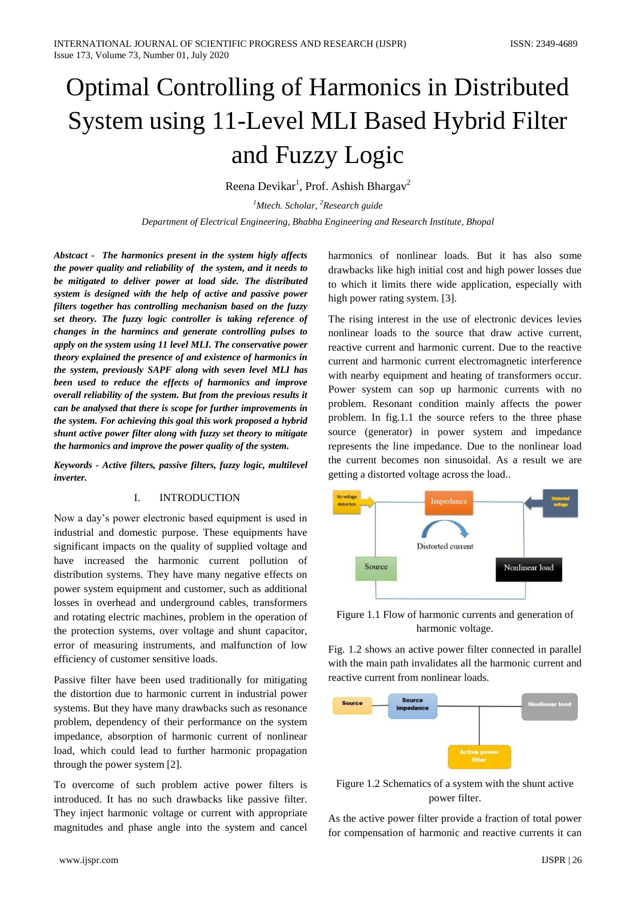# Optimal Controlling of Harmonics in Distributed System using 11-Level MLI Based Hybrid Filter and Fuzzy Logic

Reena Devikar[1], Prof. Ashish Bhargav[2]

[1]*Mtech. Scholar,* [2]*Research guide*

*Department of Electrical Engineering, Bhabha Engineering and Research Institute, Bhopal*

***Abstcact - The harmonics present in the system higly affects the power quality and reliability of the system, and it needs to be mitigated to deliver power at load side. The distributed system is designed with the help of active and passive power filters together has controlling mechanism based on the fuzzy set theory. The fuzzy logic controller is taking reference of changes in the harmincs and generate controlling pulses to apply on the system using 11 level MLI. The conservative power theory explained the presence of and existence of harmonics in the system, previously SAPF along with seven level MLI has been used to reduce the effects of harmonics and improve overall reliability of the system. But from the previous results it can be analysed that there is scope for further improvements in the system. For achieving this goal this work proposed a hybrid shunt active power filter along with fuzzy set theory to mitigate the harmonics and improve the power quality of the system.***

***Keywords - Active filters, passive filters, fuzzy logic, multilevel inverter.***

## I. INTRODUCTION

Now a day's power electronic based equipment is used in industrial and domestic purpose. These equipments have significant impacts on the quality of supplied voltage and have increased the harmonic current pollution of distribution systems. They have many negative effects on power system equipment and customer, such as additional losses in overhead and underground cables, transformers and rotating electric machines, problem in the operation of the protection systems, over voltage and shunt capacitor, error of measuring instruments, and malfunction of low efficiency of customer sensitive loads.

Passive filter have been used traditionally for mitigating the distortion due to harmonic current in industrial power systems. But they have many drawbacks such as resonance problem, dependency of their performance on the system impedance, absorption of harmonic current of nonlinear load, which could lead to further harmonic propagation through the power system [2].

To overcome of such problem active power filters is introduced. It has no such drawbacks like passive filter. They inject harmonic voltage or current with appropriate magnitudes and phase angle into the system and cancel harmonics of nonlinear loads. But it has also some drawbacks like high initial cost and high power losses due to which it limits there wide application, especially with high power rating system. [3].

The rising interest in the use of electronic devices levies nonlinear loads to the source that draw active current, reactive current and harmonic current. Due to the reactive current and harmonic current electromagnetic interference with nearby equipment and heating of transformers occur. Power system can sop up harmonic currents with no problem. Resonant condition mainly affects the power problem. In fig.1.1 the source refers to the three phase source (generator) in power system and impedance represents the line impedance. Due to the nonlinear load the current becomes non sinusoidal. As a result we are getting a distorted voltage across the load..

Figure 1.1 Flow of harmonic currents and generation of harmonic voltage.

Fig. 1.2 shows an active power filter connected in parallel with the main path invalidates all the harmonic current and reactive current from nonlinear loads.

Figure 1.2 Schematics of a system with the shunt active power filter.

As the active power filter provide a fraction of total power for compensation of harmonic and reactive currents it can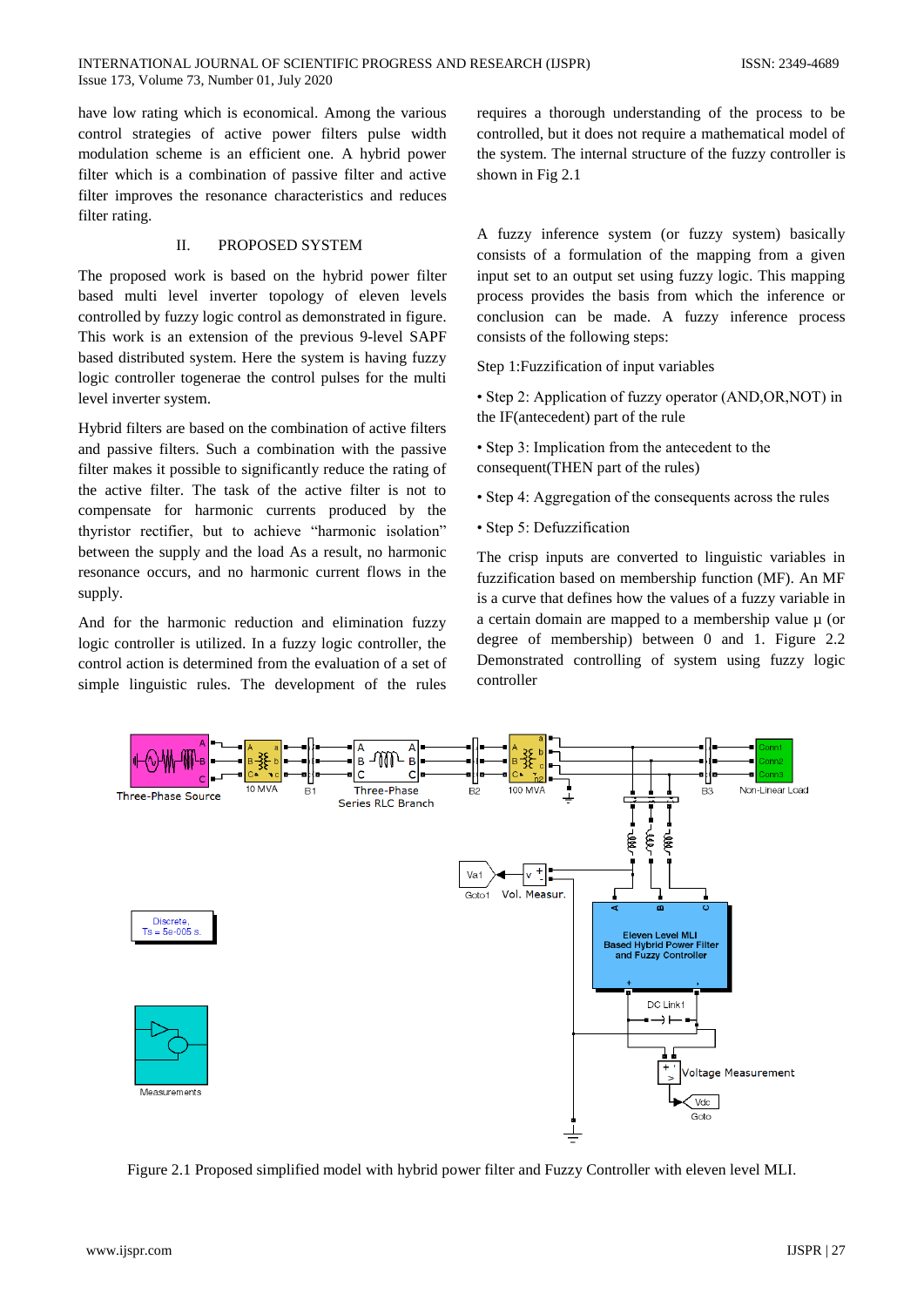have low rating which is economical. Among the various control strategies of active power filters pulse width modulation scheme is an efficient one. A hybrid power filter which is a combination of passive filter and active filter improves the resonance characteristics and reduces filter rating.

## II. PROPOSED SYSTEM

The proposed work is based on the hybrid power filter based multi level inverter topology of eleven levels controlled by fuzzy logic control as demonstrated in figure. This work is an extension of the previous 9-level SAPF based distributed system. Here the system is having fuzzy logic controller togenerae the control pulses for the multi level inverter system.

Hybrid filters are based on the combination of active filters and passive filters. Such a combination with the passive filter makes it possible to significantly reduce the rating of the active filter. The task of the active filter is not to compensate for harmonic currents produced by the thyristor rectifier, but to achieve "harmonic isolation" between the supply and the load As a result, no harmonic resonance occurs, and no harmonic current flows in the supply.

And for the harmonic reduction and elimination fuzzy logic controller is utilized. In a fuzzy logic controller, the control action is determined from the evaluation of a set of simple linguistic rules. The development of the rules requires a thorough understanding of the process to be controlled, but it does not require a mathematical model of the system. The internal structure of the fuzzy controller is shown in Fig 2.1

A fuzzy inference system (or fuzzy system) basically consists of a formulation of the mapping from a given input set to an output set using fuzzy logic. This mapping process provides the basis from which the inference or conclusion can be made. A fuzzy inference process consists of the following steps:

Step 1:Fuzzification of input variables

- Step 2: Application of fuzzy operator (AND,OR,NOT) in the IF(antecedent) part of the rule
- Step 3: Implication from the antecedent to the consequent(THEN part of the rules)
- Step 4: Aggregation of the consequents across the rules
- Step 5: Defuzzification

The crisp inputs are converted to linguistic variables in fuzzification based on membership function (MF). An MF is a curve that defines how the values of a fuzzy variable in a certain domain are mapped to a membership value μ (or degree of membership) between 0 and 1. Figure 2.2 Demonstrated controlling of system using fuzzy logic controller

Figure 2.1 Proposed simplified model with hybrid power filter and Fuzzy Controller with eleven level MLI.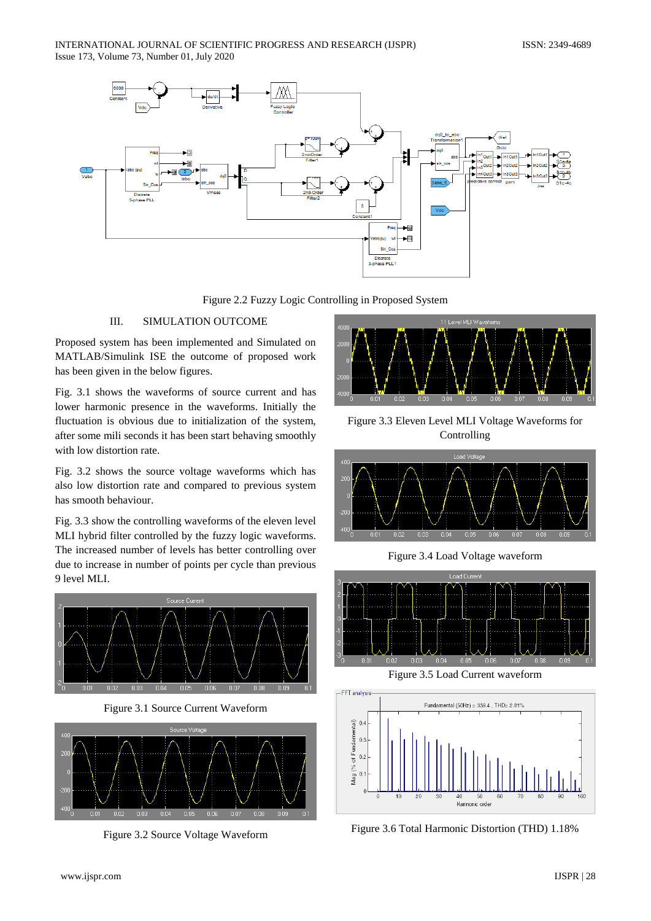Figure 2.2 Fuzzy Logic Controlling in Proposed System

## III. SIMULATION OUTCOME

Proposed system has been implemented and Simulated on MATLAB/Simulink ISE the outcome of proposed work has been given in the below figures.

Fig. 3.1 shows the waveforms of source current and has lower harmonic presence in the waveforms. Initially the fluctuation is obvious due to initialization of the system, after some mili seconds it has been start behaving smoothly with low distortion rate.

Fig. 3.2 shows the source voltage waveforms which has also low distortion rate and compared to previous system has smooth behaviour.

Fig. 3.3 show the controlling waveforms of the eleven level MLI hybrid filter controlled by the fuzzy logic waveforms. The increased number of levels has better controlling over due to increase in number of points per cycle than previous 9 level MLI.

Figure 3.1 Source Current Waveform

Figure 3.2 Source Voltage Waveform

Figure 3.3 Eleven Level MLI Voltage Waveforms for Controlling

Figure 3.4 Load Voltage waveform

Figure 3.5 Load Current waveform

Figure 3.6 Total Harmonic Distortion (THD) 1.18%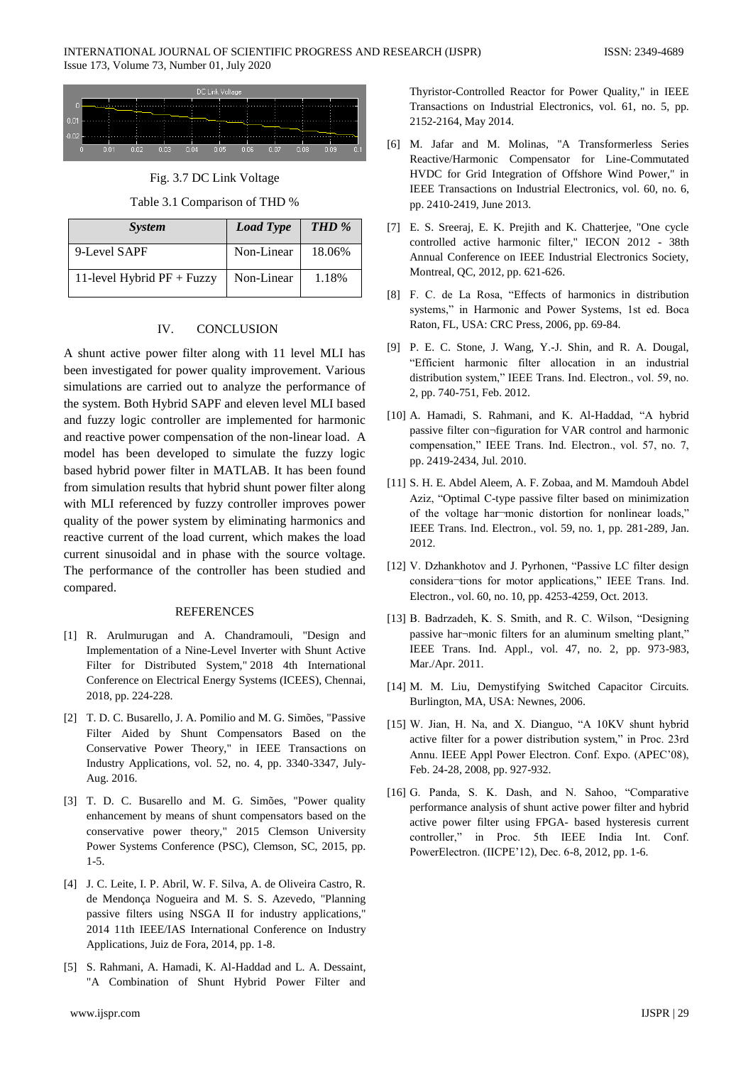DC Link Voltage

0

-0.01

-0.02

0 0.01 0.02 0.03 0.04 0.05 0.06 0.07 0.08 0.09 0.1

Fig. 3.7 DC Link Voltage

Table 3.1 Comparison of THD %

| *System* | *Load Type* | *THD %* |
|---|---|---|
| 9-Level SAPF | Non-Linear | 18.06% |
| 11-level Hybrid PF + Fuzzy | Non-Linear | 1.18% |

## IV. CONCLUSION

A shunt active power filter along with 11 level MLI has been investigated for power quality improvement. Various simulations are carried out to analyze the performance of the system. Both Hybrid SAPF and eleven level MLI based and fuzzy logic controller are implemented for harmonic and reactive power compensation of the non-linear load. A model has been developed to simulate the fuzzy logic based hybrid power filter in MATLAB. It has been found from simulation results that hybrid shunt power filter along with MLI referenced by fuzzy controller improves power quality of the power system by eliminating harmonics and reactive current of the load current, which makes the load current sinusoidal and in phase with the source voltage. The performance of the controller has been studied and compared.

## REFERENCES

[1] R. Arulmurugan and A. Chandramouli, "Design and Implementation of a Nine-Level Inverter with Shunt Active Filter for Distributed System," 2018 4th International Conference on Electrical Energy Systems (ICEES), Chennai, 2018, pp. 224-228.

[2] T. D. C. Busarello, J. A. Pomilio and M. G. Simões, "Passive Filter Aided by Shunt Compensators Based on the Conservative Power Theory," in IEEE Transactions on Industry Applications, vol. 52, no. 4, pp. 3340-3347, July-Aug. 2016.

[3] T. D. C. Busarello and M. G. Simões, "Power quality enhancement by means of shunt compensators based on the conservative power theory," 2015 Clemson University Power Systems Conference (PSC), Clemson, SC, 2015, pp. 1-5.

[4] J. C. Leite, I. P. Abril, W. F. Silva, A. de Oliveira Castro, R. de Mendonça Nogueira and M. S. S. Azevedo, "Planning passive filters using NSGA II for industry applications," 2014 11th IEEE/IAS International Conference on Industry Applications, Juiz de Fora, 2014, pp. 1-8.

[5] S. Rahmani, A. Hamadi, K. Al-Haddad and L. A. Dessaint, "A Combination of Shunt Hybrid Power Filter and Thyristor-Controlled Reactor for Power Quality," in IEEE Transactions on Industrial Electronics, vol. 61, no. 5, pp. 2152-2164, May 2014.

[6] M. Jafar and M. Molinas, "A Transformerless Series Reactive/Harmonic Compensator for Line-Commutated HVDC for Grid Integration of Offshore Wind Power," in IEEE Transactions on Industrial Electronics, vol. 60, no. 6, pp. 2410-2419, June 2013.

[7] E. S. Sreeraj, E. K. Prejith and K. Chatterjee, "One cycle controlled active harmonic filter," IECON 2012 - 38th Annual Conference on IEEE Industrial Electronics Society, Montreal, QC, 2012, pp. 621-626.

[8] F. C. de La Rosa, "Effects of harmonics in distribution systems," in Harmonic and Power Systems, 1st ed. Boca Raton, FL, USA: CRC Press, 2006, pp. 69-84.

[9] P. E. C. Stone, J. Wang, Y.-J. Shin, and R. A. Dougal, "Efficient harmonic filter allocation in an industrial distribution system," IEEE Trans. Ind. Electron., vol. 59, no. 2, pp. 740-751, Feb. 2012.

[10] A. Hamadi, S. Rahmani, and K. Al-Haddad, "A hybrid passive filter con¬figuration for VAR control and harmonic compensation," IEEE Trans. Ind. Electron., vol. 57, no. 7, pp. 2419-2434, Jul. 2010.

[11] S. H. E. Abdel Aleem, A. F. Zobaa, and M. Mamdouh Abdel Aziz, "Optimal C-type passive filter based on minimization of the voltage har¬monic distortion for nonlinear loads," IEEE Trans. Ind. Electron., vol. 59, no. 1, pp. 281-289, Jan. 2012.

[12] V. Dzhankhotov and J. Pyrhonen, "Passive LC filter design considera¬tions for motor applications," IEEE Trans. Ind. Electron., vol. 60, no. 10, pp. 4253-4259, Oct. 2013.

[13] B. Badrzadeh, K. S. Smith, and R. C. Wilson, "Designing passive har¬monic filters for an aluminum smelting plant," IEEE Trans. Ind. Appl., vol. 47, no. 2, pp. 973-983, Mar./Apr. 2011.

[14] M. M. Liu, Demystifying Switched Capacitor Circuits. Burlington, MA, USA: Newnes, 2006.

[15] W. Jian, H. Na, and X. Dianguo, "A 10KV shunt hybrid active filter for a power distribution system," in Proc. 23rd Annu. IEEE Appl Power Electron. Conf. Expo. (APEC'08), Feb. 24-28, 2008, pp. 927-932.

[16] G. Panda, S. K. Dash, and N. Sahoo, "Comparative performance analysis of shunt active power filter and hybrid active power filter using FPGA- based hysteresis current controller," in Proc. 5th IEEE India Int. Conf. PowerElectron. (IICPE'12), Dec. 6-8, 2012, pp. 1-6.